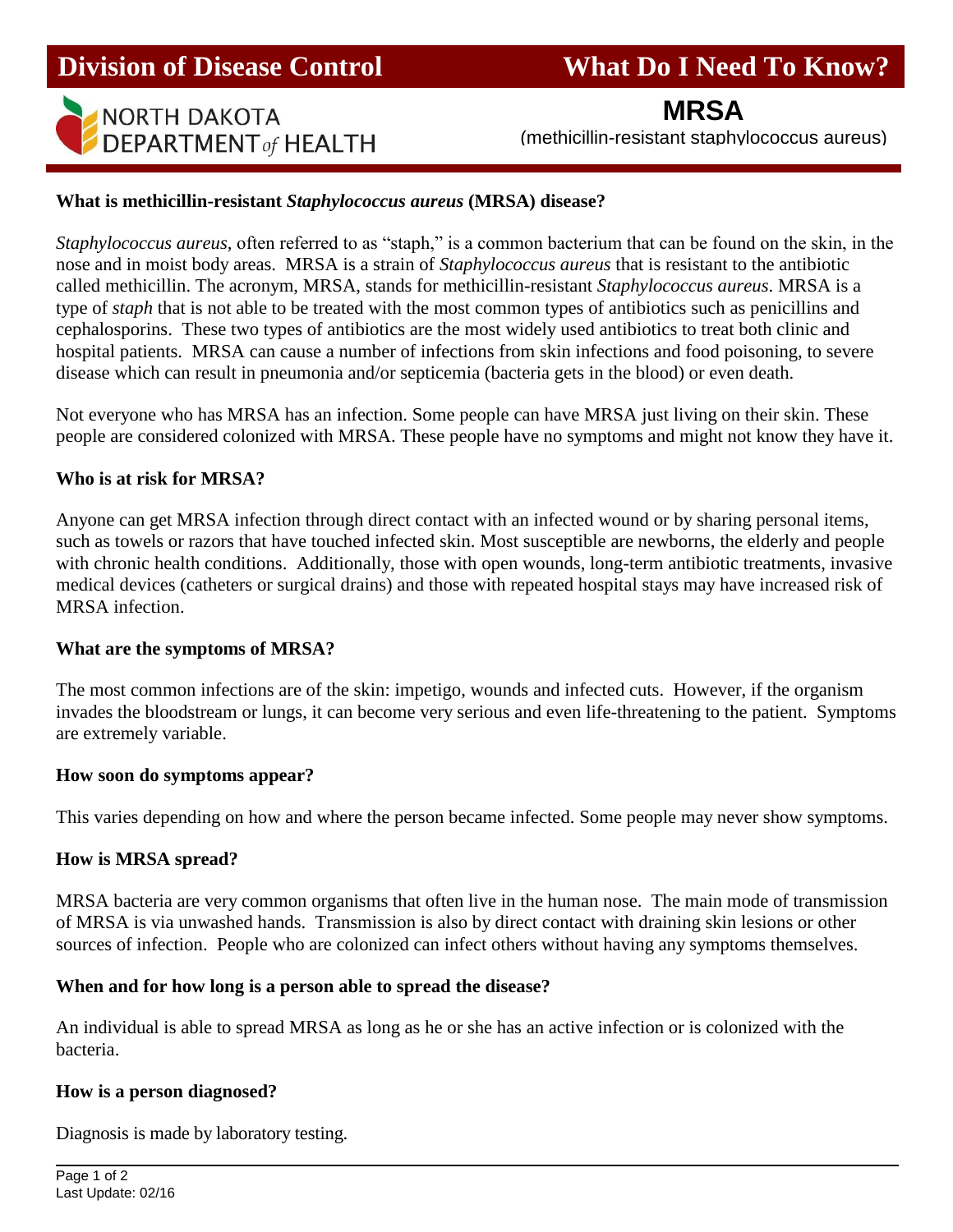# Division of Disease Control — What Do I Need To Know?

NORTH DAKOTA DEPARTMENT *of* HEALTH

## MRSA

(methicillin-resistant staphylococcus aureus)

**What is methicillin-resistant *Staphylococcus aureus* (MRSA) disease?**

*Staphylococcus aureus,* often referred to as "staph," is a common bacterium that can be found on the skin, in the nose and in moist body areas. MRSA is a strain of *Staphylococcus aureus* that is resistant to the antibiotic called methicillin. The acronym, MRSA, stands for methicillin-resistant *Staphylococcus aureus*. MRSA is a type of *staph* that is not able to be treated with the most common types of antibiotics such as penicillins and cephalosporins. These two types of antibiotics are the most widely used antibiotics to treat both clinic and hospital patients. MRSA can cause a number of infections from skin infections and food poisoning, to severe disease which can result in pneumonia and/or septicemia (bacteria gets in the blood) or even death.

Not everyone who has MRSA has an infection. Some people can have MRSA just living on their skin. These people are considered colonized with MRSA. These people have no symptoms and might not know they have it.

**Who is at risk for MRSA?**

Anyone can get MRSA infection through direct contact with an infected wound or by sharing personal items, such as towels or razors that have touched infected skin. Most susceptible are newborns, the elderly and people with chronic health conditions. Additionally, those with open wounds, long-term antibiotic treatments, invasive medical devices (catheters or surgical drains) and those with repeated hospital stays may have increased risk of MRSA infection.

**What are the symptoms of MRSA?**

The most common infections are of the skin: impetigo, wounds and infected cuts. However, if the organism invades the bloodstream or lungs, it can become very serious and even life-threatening to the patient. Symptoms are extremely variable.

**How soon do symptoms appear?**

This varies depending on how and where the person became infected. Some people may never show symptoms.

**How is MRSA spread?**

MRSA bacteria are very common organisms that often live in the human nose. The main mode of transmission of MRSA is via unwashed hands. Transmission is also by direct contact with draining skin lesions or other sources of infection. People who are colonized can infect others without having any symptoms themselves.

**When and for how long is a person able to spread the disease?**

An individual is able to spread MRSA as long as he or she has an active infection or is colonized with the bacteria.

**How is a person diagnosed?**

Diagnosis is made by laboratory testing.

Last Update: 02/16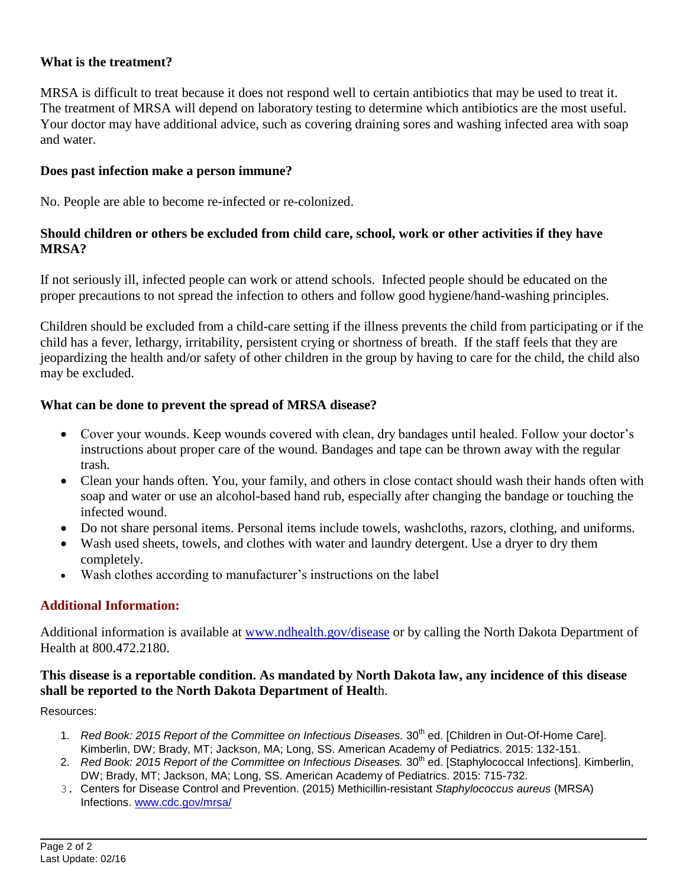**What is the treatment?**

MRSA is difficult to treat because it does not respond well to certain antibiotics that may be used to treat it. The treatment of MRSA will depend on laboratory testing to determine which antibiotics are the most useful. Your doctor may have additional advice, such as covering draining sores and washing infected area with soap and water.

**Does past infection make a person immune?**

No. People are able to become re-infected or re-colonized.

**Should children or others be excluded from child care, school, work or other activities if they have MRSA?**

If not seriously ill, infected people can work or attend schools. Infected people should be educated on the proper precautions to not spread the infection to others and follow good hygiene/hand-washing principles.

Children should be excluded from a child-care setting if the illness prevents the child from participating or if the child has a fever, lethargy, irritability, persistent crying or shortness of breath. If the staff feels that they are jeopardizing the health and/or safety of other children in the group by having to care for the child, the child also may be excluded.

**What can be done to prevent the spread of MRSA disease?**

- Cover your wounds. Keep wounds covered with clean, dry bandages until healed. Follow your doctor's instructions about proper care of the wound. Bandages and tape can be thrown away with the regular trash.
- Clean your hands often. You, your family, and others in close contact should wash their hands often with soap and water or use an alcohol-based hand rub, especially after changing the bandage or touching the infected wound.
- Do not share personal items. Personal items include towels, washcloths, razors, clothing, and uniforms.
- Wash used sheets, towels, and clothes with water and laundry detergent. Use a dryer to dry them completely.
- Wash clothes according to manufacturer's instructions on the label

## Additional Information:

Additional information is available at www.ndhealth.gov/disease or by calling the North Dakota Department of Health at 800.472.2180.

**This disease is a reportable condition. As mandated by North Dakota law, any incidence of this disease shall be reported to the North Dakota Department of Health.**

Resources:

1. *Red Book: 2015 Report of the Committee on Infectious Diseases.* 30th ed. [Children in Out-Of-Home Care]. Kimberlin, DW; Brady, MT; Jackson, MA; Long, SS. American Academy of Pediatrics. 2015: 132-151.
2. *Red Book: 2015 Report of the Committee on Infectious Diseases.* 30th ed. [Staphylococcal Infections]. Kimberlin, DW; Brady, MT; Jackson, MA; Long, SS. American Academy of Pediatrics. 2015: 715-732.
3. Centers for Disease Control and Prevention. (2015) Methicillin-resistant *Staphylococcus aureus* (MRSA) Infections. www.cdc.gov/mrsa/

Last Update: 02/16